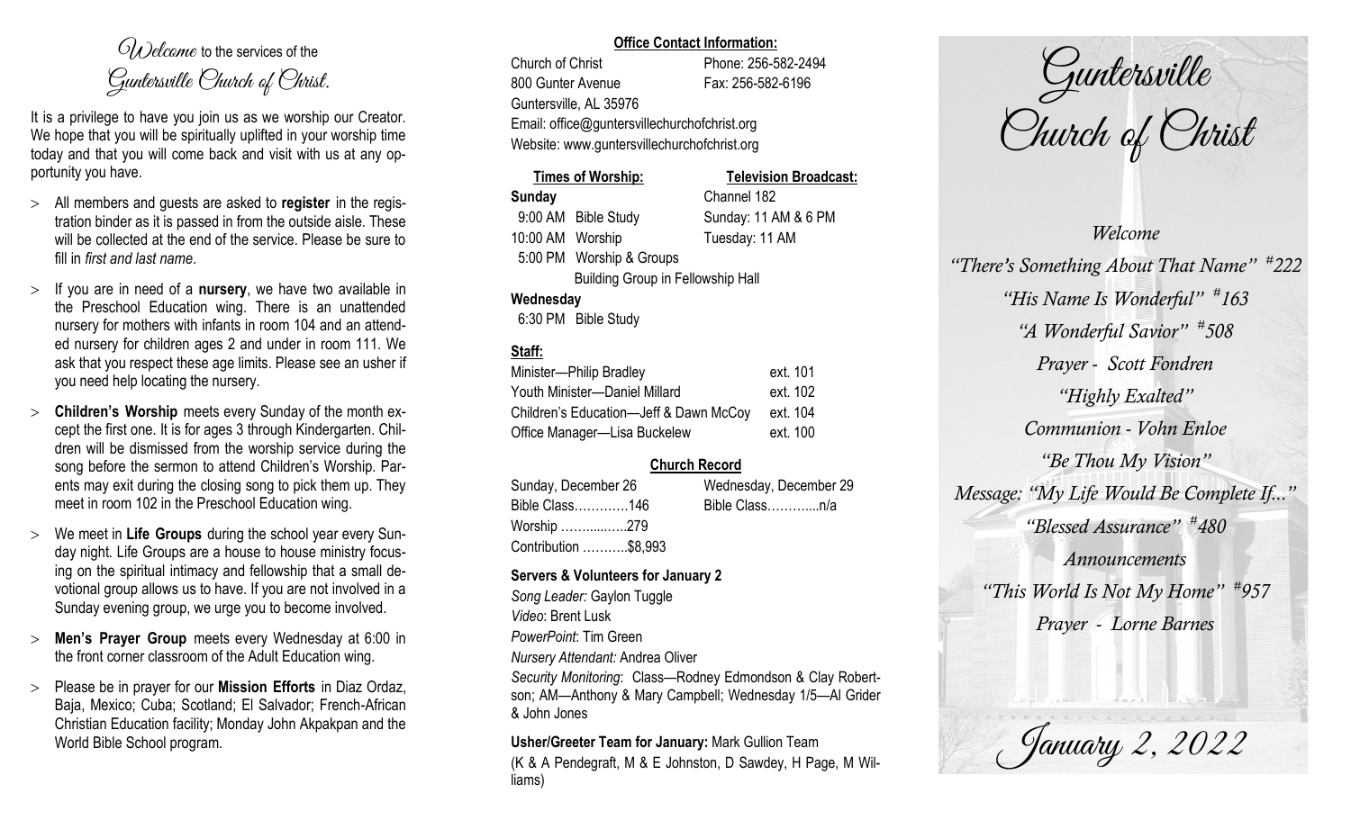*Welcome* to the services of the *Guntersville Church of Christ.*

It is a privilege to have you join us as we worship our Creator. We hope that you will be spiritually uplifted in your worship time today and that you will come back and visit with us at any opportunity you have.

- All members and guests are asked to **register** in the registration binder as it is passed in from the outside aisle. These will be collected at the end of the service. Please be sure to fill in *first and last name*.
- If you are in need of a **nursery**, we have two available in the Preschool Education wing. There is an unattended nursery for mothers with infants in room 104 and an attended nursery for children ages 2 and under in room 111. We ask that you respect these age limits. Please see an usher if you need help locating the nursery.
- **Children's Worship** meets every Sunday of the month except the first one. It is for ages 3 through Kindergarten. Children will be dismissed from the worship service during the song before the sermon to attend Children's Worship. Parents may exit during the closing song to pick them up. They meet in room 102 in the Preschool Education wing.
- We meet in **Life Groups** during the school year every Sunday night. Life Groups are a house to house ministry focusing on the spiritual intimacy and fellowship that a small devotional group allows us to have. If you are not involved in a Sunday evening group, we urge you to become involved.
- **Men's Prayer Group** meets every Wednesday at 6:00 in the front corner classroom of the Adult Education wing.
- Please be in prayer for our **Mission Efforts** in Diaz Ordaz, Baja, Mexico; Cuba; Scotland; El Salvador; French-African Christian Education facility; Monday John Akpakpan and the World Bible School program.

**Office Contact Information:**

Church of Christ — Phone: 256-582-2494
800 Gunter Avenue — Fax: 256-582-6196
Guntersville, AL 35976
Email: office@guntersvillechurchofchrist.org
Website: www.guntersvillechurchofchrist.org

| Times of Worship: | Television Broadcast: |
|---|---|
| **Sunday** | Channel 182 |
| 9:00 AM Bible Study | Sunday: 11 AM & 6 PM |
| 10:00 AM Worship | Tuesday: 11 AM |
| 5:00 PM Worship & Groups | |
| Building Group in Fellowship Hall | |
| **Wednesday** | |
| 6:30 PM Bible Study | |

**Staff:**

| | |
|---|---|
| Minister—Philip Bradley | ext. 101 |
| Youth Minister—Daniel Millard | ext. 102 |
| Children's Education—Jeff & Dawn McCoy | ext. 104 |
| Office Manager—Lisa Buckelew | ext. 100 |

**Church Record**

| Sunday, December 26 | Wednesday, December 29 |
|---|---|
| Bible Class…………146 | Bible Class………...n/a |
| Worship …….....…..279 | |
| Contribution ………..$8,993 | |

**Servers & Volunteers for January 2**

*Song Leader:* Gaylon Tuggle
*Video*: Brent Lusk
*PowerPoint*: Tim Green
*Nursery Attendant:* Andrea Oliver
*Security Monitoring*: Class—Rodney Edmondson & Clay Robertson; AM—Anthony & Mary Campbell; Wednesday 1/5—Al Grider & John Jones

**Usher/Greeter Team for January:** Mark Gullion Team
(K & A Pendegraft, M & E Johnston, D Sawdey, H Page, M Williams)

# Guntersville Church of Christ

*Welcome*

*"There's Something About That Name" #222*

*"His Name Is Wonderful" #163*

*"A Wonderful Savior" #508*

*Prayer - Scott Fondren*

*"Highly Exalted"*

*Communion - Vohn Enloe*

*"Be Thou My Vision"*

*Message: "My Life Would Be Complete If..."*

*"Blessed Assurance" #480*

*Announcements*

*"This World Is Not My Home" #957*

*Prayer - Lorne Barnes*

*January 2, 2022*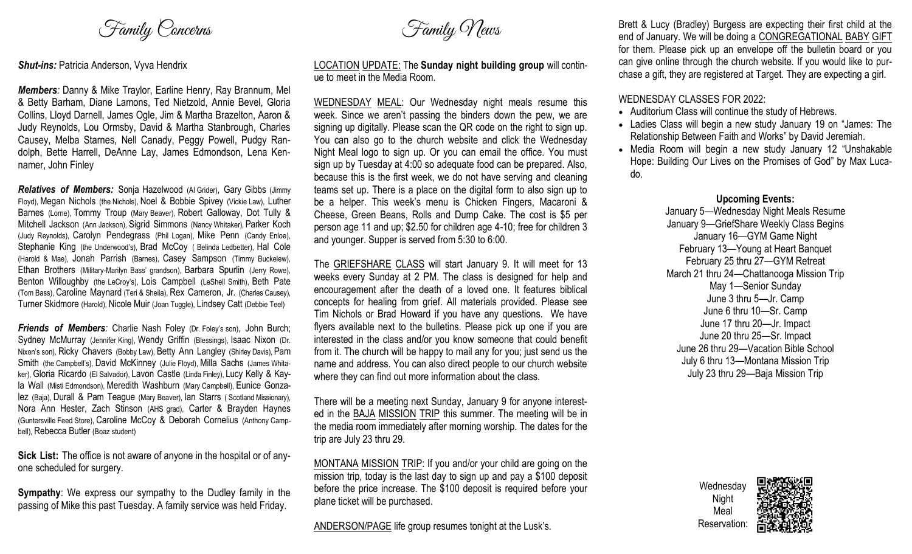# Family Concerns

***Shut-ins:*** Patricia Anderson, Vyva Hendrix

***Members:*** Danny & Mike Traylor, Earline Henry, Ray Brannum, Mel & Betty Barham, Diane Lamons, Ted Nietzold, Annie Bevel, Gloria Collins, Lloyd Darnell, James Ogle, Jim & Martha Brazelton, Aaron & Judy Reynolds, Lou Ormsby, David & Martha Stanbrough, Charles Causey, Melba Starnes, Nell Canady, Peggy Powell, Pudgy Randolph, Bette Harrell, DeAnne Lay, James Edmondson, Lena Kennamer, John Finley

***Relatives of Members:*** Sonja Hazelwood (Al Grider), Gary Gibbs (Jimmy Floyd), Megan Nichols (the Nichols), Noel & Bobbie Spivey (Vickie Law), Luther Barnes (Lorne), Tommy Troup (Mary Beaver), Robert Galloway, Dot Tully & Mitchell Jackson (Ann Jackson), Sigrid Simmons (Nancy Whitaker), Parker Koch (Judy Reynolds), Carolyn Pendegrass (Phil Logan), Mike Penn (Candy Enloe), Stephanie King (the Underwood's), Brad McCoy ( Belinda Ledbetter), Hal Cole (Harold & Mae), Jonah Parrish (Barnes), Casey Sampson (Timmy Buckelew), Ethan Brothers (Military-Marilyn Bass' grandson), Barbara Spurlin (Jerry Rowe), Benton Willoughby (the LeCroy's), Lois Campbell (LeShell Smith), Beth Pate (Tom Bass), Caroline Maynard (Teri & Sheila), Rex Cameron, Jr. (Charles Causey), Turner Skidmore (Harold), Nicole Muir (Joan Tuggle), Lindsey Catt (Debbie Teel)

***Friends of Members:*** Charlie Nash Foley (Dr. Foley's son), John Burch; Sydney McMurray (Jennifer King), Wendy Griffin (Blessings), Isaac Nixon (Dr. Nixon's son), Ricky Chavers (Bobby Law), Betty Ann Langley (Shirley Davis), Pam Smith (the Campbell's), David McKinney (Julie Floyd), Milla Sachs (James Whitaker), Gloria Ricardo (El Salvador), Lavon Castle (Linda Finley), Lucy Kelly & Kayla Wall (Misti Edmondson), Meredith Washburn (Mary Campbell), Eunice Gonzalez (Baja), Durall & Pam Teague (Mary Beaver), Ian Starrs ( Scotland Missionary), Nora Ann Hester, Zach Stinson (AHS grad), Carter & Brayden Haynes (Guntersville Feed Store), Caroline McCoy & Deborah Cornelius (Anthony Campbell), Rebecca Butler (Boaz student)

**Sick List:** The office is not aware of anyone in the hospital or of anyone scheduled for surgery.

**Sympathy**: We express our sympathy to the Dudley family in the passing of Mike this past Tuesday. A family service was held Friday.

# Family News

LOCATION UPDATE: The **Sunday night building group** will continue to meet in the Media Room.

WEDNESDAY MEAL: Our Wednesday night meals resume this week. Since we aren't passing the binders down the pew, we are signing up digitally. Please scan the QR code on the right to sign up. You can also go to the church website and click the Wednesday Night Meal logo to sign up. Or you can email the office. You must sign up by Tuesday at 4:00 so adequate food can be prepared. Also, because this is the first week, we do not have serving and cleaning teams set up. There is a place on the digital form to also sign up to be a helper. This week's menu is Chicken Fingers, Macaroni & Cheese, Green Beans, Rolls and Dump Cake. The cost is $5 per person age 11 and up; $2.50 for children age 4-10; free for children 3 and younger. Supper is served from 5:30 to 6:00.

The GRIEFSHARE CLASS will start January 9. It will meet for 13 weeks every Sunday at 2 PM. The class is designed for help and encouragement after the death of a loved one. It features biblical concepts for healing from grief. All materials provided. Please see Tim Nichols or Brad Howard if you have any questions. We have flyers available next to the bulletins. Please pick up one if you are interested in the class and/or you know someone that could benefit from it. The church will be happy to mail any for you; just send us the name and address. You can also direct people to our church website where they can find out more information about the class.

There will be a meeting next Sunday, January 9 for anyone interested in the BAJA MISSION TRIP this summer. The meeting will be in the media room immediately after morning worship. The dates for the trip are July 23 thru 29.

MONTANA MISSION TRIP: If you and/or your child are going on the mission trip, today is the last day to sign up and pay a $100 deposit before the price increase. The $100 deposit is required before your plane ticket will be purchased.

ANDERSON/PAGE life group resumes tonight at the Lusk's.

Brett & Lucy (Bradley) Burgess are expecting their first child at the end of January. We will be doing a CONGREGATIONAL BABY GIFT for them. Please pick up an envelope off the bulletin board or you can give online through the church website. If you would like to purchase a gift, they are registered at Target. They are expecting a girl.

WEDNESDAY CLASSES FOR 2022:

- Auditorium Class will continue the study of Hebrews.
- Ladies Class will begin a new study January 19 on "James: The Relationship Between Faith and Works" by David Jeremiah.
- Media Room will begin a new study January 12 "Unshakable Hope: Building Our Lives on the Promises of God" by Max Lucado.

**Upcoming Events:**

January 5—Wednesday Night Meals Resume
January 9—GriefShare Weekly Class Begins
January 16—GYM Game Night
February 13—Young at Heart Banquet
February 25 thru 27—GYM Retreat
March 21 thru 24—Chattanooga Mission Trip
May 1—Senior Sunday
June 3 thru 5—Jr. Camp
June 6 thru 10—Sr. Camp
June 17 thru 20—Jr. Impact
June 20 thru 25—Sr. Impact
June 26 thru 29—Vacation Bible School
July 6 thru 13—Montana Mission Trip
July 23 thru 29—Baja Mission Trip

Wednesday Night Meal Reservation: